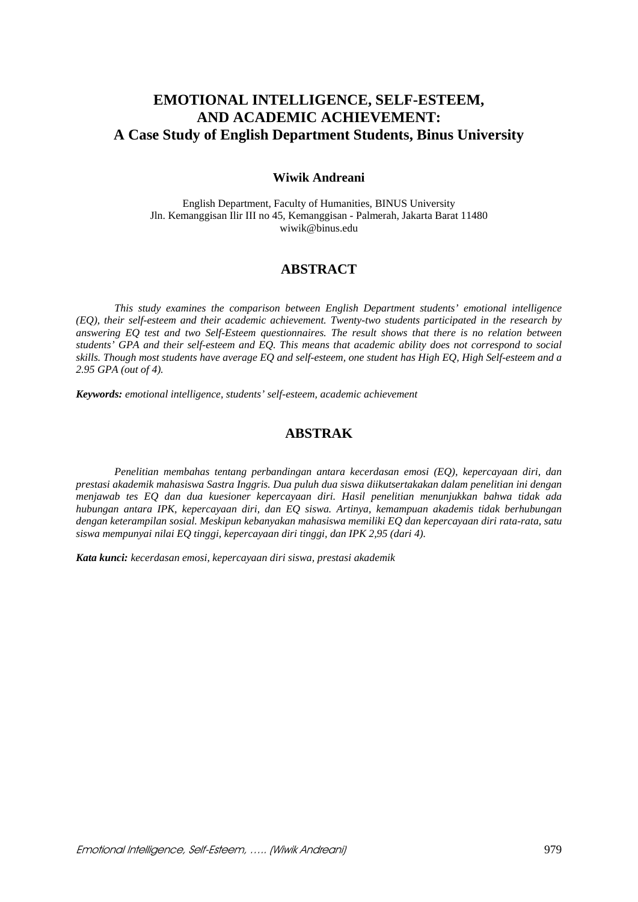# EMOTIONAL INTELLIGENCE, SELF-ESTEEM, AND ACADEMIC ACHIEVEMENT: A Case Study of English Department Students, Binus University

**Wiwik Andreani**

English Department, Faculty of Humanities, BINUS University
Jln. Kemanggisan Ilir III no 45, Kemanggisan - Palmerah, Jakarta Barat 11480
wiwik@binus.edu

## ABSTRACT

*This study examines the comparison between English Department students' emotional intelligence (EQ), their self-esteem and their academic achievement. Twenty-two students participated in the research by answering EQ test and two Self-Esteem questionnaires. The result shows that there is no relation between students' GPA and their self-esteem and EQ. This means that academic ability does not correspond to social skills. Though most students have average EQ and self-esteem, one student has High EQ, High Self-esteem and a 2.95 GPA (out of 4).*

***Keywords:*** *emotional intelligence, students' self-esteem, academic achievement*

## ABSTRAK

*Penelitian membahas tentang perbandingan antara kecerdasan emosi (EQ), kepercayaan diri, dan prestasi akademik mahasiswa Sastra Inggris. Dua puluh dua siswa diikutsertakakan dalam penelitian ini dengan menjawab tes EQ dan dua kuesioner kepercayaan diri. Hasil penelitian menunjukkan bahwa tidak ada hubungan antara IPK, kepercayaan diri, dan EQ siswa. Artinya, kemampuan akademis tidak berhubungan dengan keterampilan sosial. Meskipun kebanyakan mahasiswa memiliki EQ dan kepercayaan diri rata-rata, satu siswa mempunyai nilai EQ tinggi, kepercayaan diri tinggi, dan IPK 2,95 (dari 4).*

***Kata kunci:*** *kecerdasan emosi, kepercayaan diri siswa, prestasi akademik*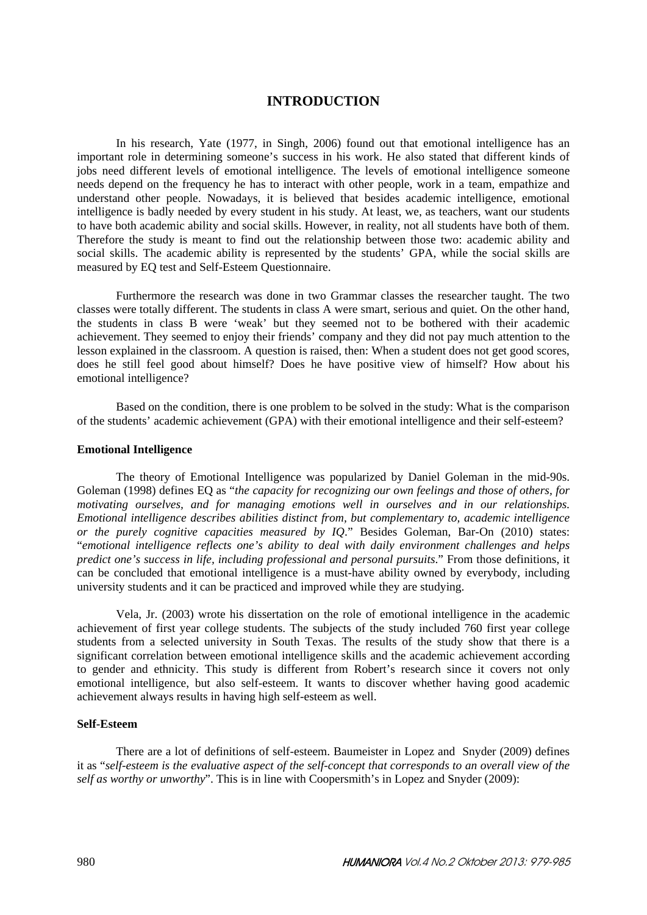# INTRODUCTION

In his research, Yate (1977, in Singh, 2006) found out that emotional intelligence has an important role in determining someone's success in his work. He also stated that different kinds of jobs need different levels of emotional intelligence. The levels of emotional intelligence someone needs depend on the frequency he has to interact with other people, work in a team, empathize and understand other people. Nowadays, it is believed that besides academic intelligence, emotional intelligence is badly needed by every student in his study. At least, we, as teachers, want our students to have both academic ability and social skills. However, in reality, not all students have both of them. Therefore the study is meant to find out the relationship between those two: academic ability and social skills. The academic ability is represented by the students' GPA, while the social skills are measured by EQ test and Self-Esteem Questionnaire.

Furthermore the research was done in two Grammar classes the researcher taught. The two classes were totally different. The students in class A were smart, serious and quiet. On the other hand, the students in class B were 'weak' but they seemed not to be bothered with their academic achievement. They seemed to enjoy their friends' company and they did not pay much attention to the lesson explained in the classroom. A question is raised, then: When a student does not get good scores, does he still feel good about himself? Does he have positive view of himself? How about his emotional intelligence?

Based on the condition, there is one problem to be solved in the study: What is the comparison of the students' academic achievement (GPA) with their emotional intelligence and their self-esteem?

### Emotional Intelligence

The theory of Emotional Intelligence was popularized by Daniel Goleman in the mid-90s. Goleman (1998) defines EQ as "*the capacity for recognizing our own feelings and those of others, for motivating ourselves, and for managing emotions well in ourselves and in our relationships. Emotional intelligence describes abilities distinct from, but complementary to, academic intelligence or the purely cognitive capacities measured by IQ*." Besides Goleman, Bar-On (2010) states: "*emotional intelligence reflects one's ability to deal with daily environment challenges and helps predict one's success in life, including professional and personal pursuits*." From those definitions, it can be concluded that emotional intelligence is a must-have ability owned by everybody, including university students and it can be practiced and improved while they are studying.

Vela, Jr. (2003) wrote his dissertation on the role of emotional intelligence in the academic achievement of first year college students. The subjects of the study included 760 first year college students from a selected university in South Texas. The results of the study show that there is a significant correlation between emotional intelligence skills and the academic achievement according to gender and ethnicity. This study is different from Robert's research since it covers not only emotional intelligence, but also self-esteem. It wants to discover whether having good academic achievement always results in having high self-esteem as well.

### Self-Esteem

There are a lot of definitions of self-esteem. Baumeister in Lopez and Snyder (2009) defines it as "*self-esteem is the evaluative aspect of the self-concept that corresponds to an overall view of the self as worthy or unworthy*". This is in line with Coopersmith's in Lopez and Snyder (2009):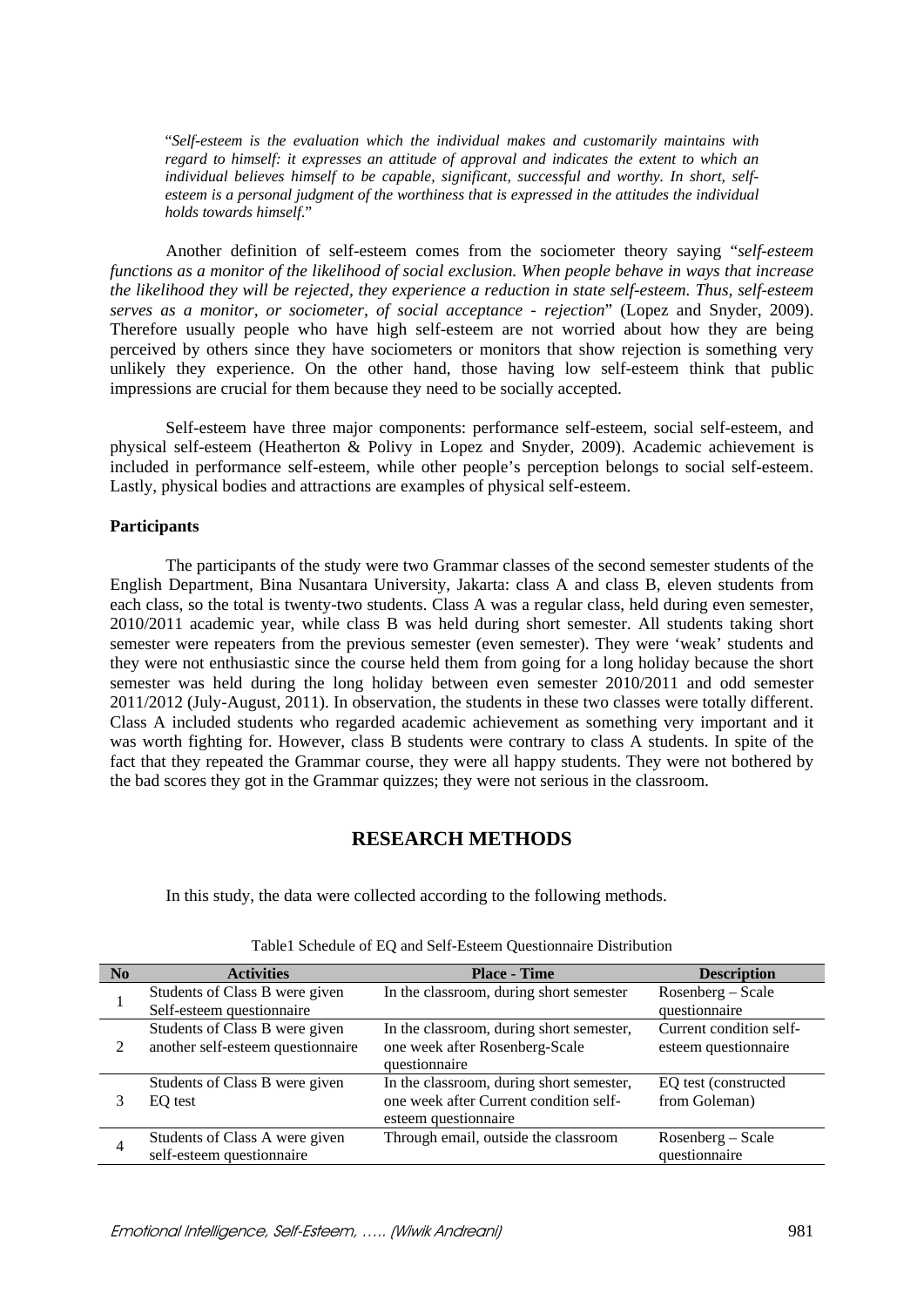"*Self-esteem is the evaluation which the individual makes and customarily maintains with regard to himself: it expresses an attitude of approval and indicates the extent to which an individual believes himself to be capable, significant, successful and worthy. In short, self-esteem is a personal judgment of the worthiness that is expressed in the attitudes the individual holds towards himself.*"

Another definition of self-esteem comes from the sociometer theory saying "*self-esteem functions as a monitor of the likelihood of social exclusion. When people behave in ways that increase the likelihood they will be rejected, they experience a reduction in state self-esteem. Thus, self-esteem serves as a monitor, or sociometer, of social acceptance - rejection*" (Lopez and Snyder, 2009). Therefore usually people who have high self-esteem are not worried about how they are being perceived by others since they have sociometers or monitors that show rejection is something very unlikely they experience. On the other hand, those having low self-esteem think that public impressions are crucial for them because they need to be socially accepted.

Self-esteem have three major components: performance self-esteem, social self-esteem, and physical self-esteem (Heatherton & Polivy in Lopez and Snyder, 2009). Academic achievement is included in performance self-esteem, while other people's perception belongs to social self-esteem. Lastly, physical bodies and attractions are examples of physical self-esteem.

**Participants**

The participants of the study were two Grammar classes of the second semester students of the English Department, Bina Nusantara University, Jakarta: class A and class B, eleven students from each class, so the total is twenty-two students. Class A was a regular class, held during even semester, 2010/2011 academic year, while class B was held during short semester. All students taking short semester were repeaters from the previous semester (even semester). They were 'weak' students and they were not enthusiastic since the course held them from going for a long holiday because the short semester was held during the long holiday between even semester 2010/2011 and odd semester 2011/2012 (July-August, 2011). In observation, the students in these two classes were totally different. Class A included students who regarded academic achievement as something very important and it was worth fighting for. However, class B students were contrary to class A students. In spite of the fact that they repeated the Grammar course, they were all happy students. They were not bothered by the bad scores they got in the Grammar quizzes; they were not serious in the classroom.

## RESEARCH METHODS

In this study, the data were collected according to the following methods.

Table1 Schedule of EQ and Self-Esteem Questionnaire Distribution

| No | Activities | Place - Time | Description |
|---|---|---|---|
| 1 | Students of Class B were given Self-esteem questionnaire | In the classroom, during short semester | Rosenberg – Scale questionnaire |
| 2 | Students of Class B were given another self-esteem questionnaire | In the classroom, during short semester, one week after Rosenberg-Scale questionnaire | Current condition self-esteem questionnaire |
| 3 | Students of Class B were given EQ test | In the classroom, during short semester, one week after Current condition self-esteem questionnaire | EQ test (constructed from Goleman) |
| 4 | Students of Class A were given self-esteem questionnaire | Through email, outside the classroom | Rosenberg – Scale questionnaire |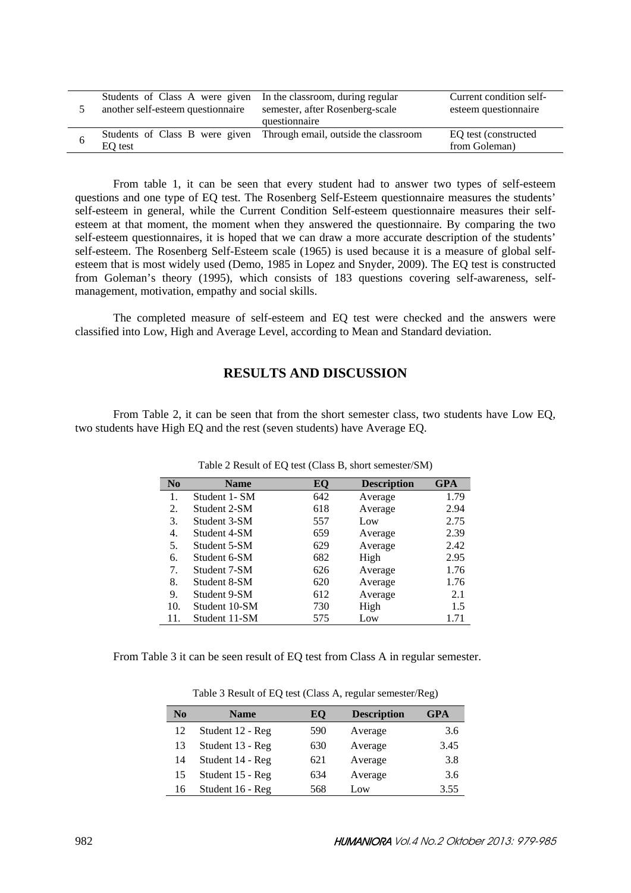| | | | |
|---|---|---|---|
| 5 | Students of Class A were given another self-esteem questionnaire | In the classroom, during regular semester, after Rosenberg-scale questionnaire | Current condition self-esteem questionnaire |
| 6 | Students of Class B were given EQ test | Through email, outside the classroom | EQ test (constructed from Goleman) |

From table 1, it can be seen that every student had to answer two types of self-esteem questions and one type of EQ test. The Rosenberg Self-Esteem questionnaire measures the students' self-esteem in general, while the Current Condition Self-esteem questionnaire measures their self-esteem at that moment, the moment when they answered the questionnaire. By comparing the two self-esteem questionnaires, it is hoped that we can draw a more accurate description of the students' self-esteem. The Rosenberg Self-Esteem scale (1965) is used because it is a measure of global self-esteem that is most widely used (Demo, 1985 in Lopez and Snyder, 2009). The EQ test is constructed from Goleman's theory (1995), which consists of 183 questions covering self-awareness, self-management, motivation, empathy and social skills.

The completed measure of self-esteem and EQ test were checked and the answers were classified into Low, High and Average Level, according to Mean and Standard deviation.

## RESULTS AND DISCUSSION

From Table 2, it can be seen that from the short semester class, two students have Low EQ, two students have High EQ and the rest (seven students) have Average EQ.

Table 2 Result of EQ test (Class B, short semester/SM)

| No | Name | EQ | Description | GPA |
|---|---|---|---|---|
| 1. | Student 1- SM | 642 | Average | 1.79 |
| 2. | Student 2-SM | 618 | Average | 2.94 |
| 3. | Student 3-SM | 557 | Low | 2.75 |
| 4. | Student 4-SM | 659 | Average | 2.39 |
| 5. | Student 5-SM | 629 | Average | 2.42 |
| 6. | Student 6-SM | 682 | High | 2.95 |
| 7. | Student 7-SM | 626 | Average | 1.76 |
| 8. | Student 8-SM | 620 | Average | 1.76 |
| 9. | Student 9-SM | 612 | Average | 2.1 |
| 10. | Student 10-SM | 730 | High | 1.5 |
| 11. | Student 11-SM | 575 | Low | 1.71 |

From Table 3 it can be seen result of EQ test from Class A in regular semester.

Table 3 Result of EQ test (Class A, regular semester/Reg)

| No | Name | EQ | Description | GPA |
|---|---|---|---|---|
| 12 | Student 12 - Reg | 590 | Average | 3.6 |
| 13 | Student 13 - Reg | 630 | Average | 3.45 |
| 14 | Student 14 - Reg | 621 | Average | 3.8 |
| 15 | Student 15 - Reg | 634 | Average | 3.6 |
| 16 | Student 16 - Reg | 568 | Low | 3.55 |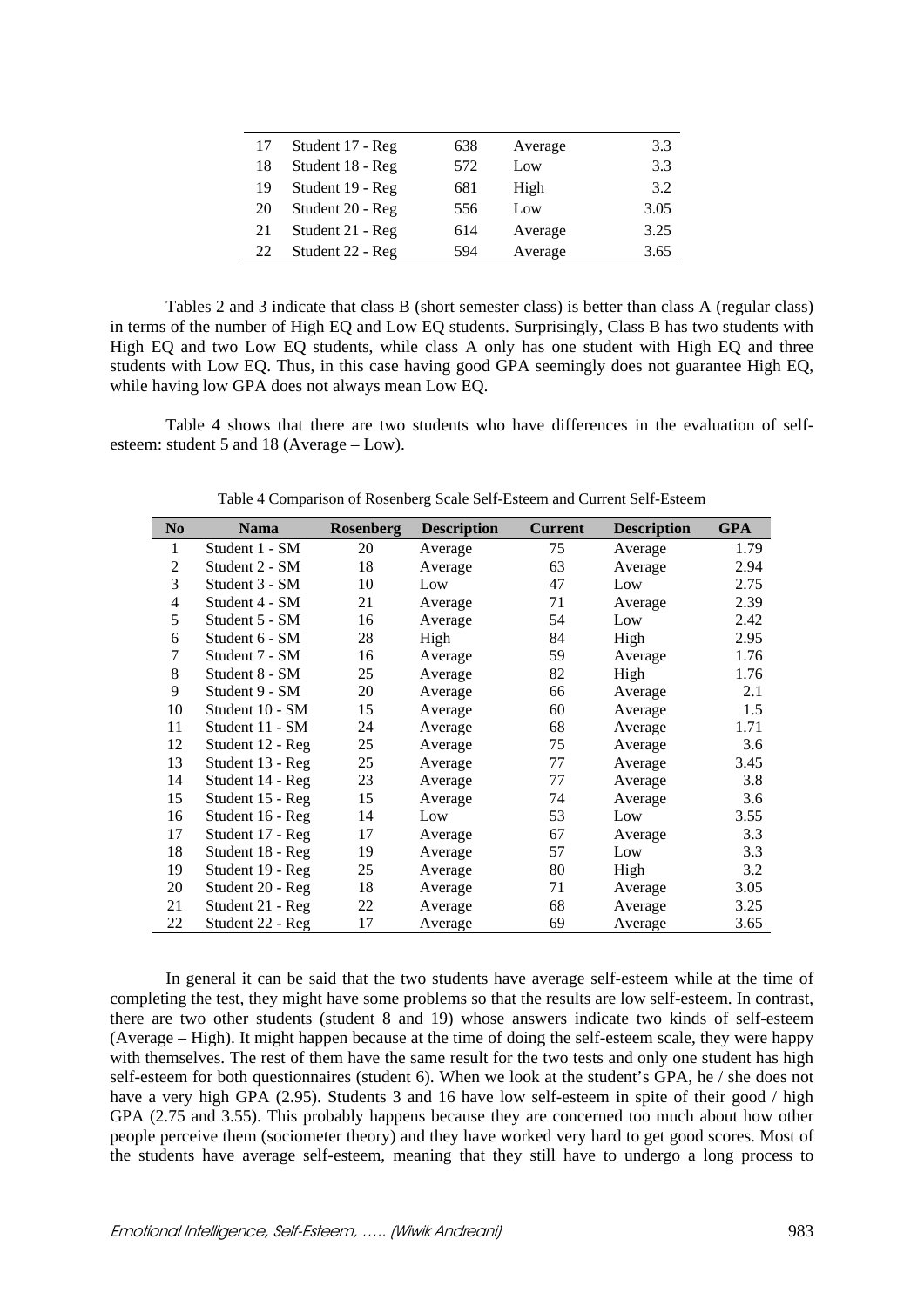| 17 | Student 17 - Reg | 638 | Average | 3.3 |
|---|---|---|---|---|
| 18 | Student 18 - Reg | 572 | Low | 3.3 |
| 19 | Student 19 - Reg | 681 | High | 3.2 |
| 20 | Student 20 - Reg | 556 | Low | 3.05 |
| 21 | Student 21 - Reg | 614 | Average | 3.25 |
| 22 | Student 22 - Reg | 594 | Average | 3.65 |

Tables 2 and 3 indicate that class B (short semester class) is better than class A (regular class) in terms of the number of High EQ and Low EQ students. Surprisingly, Class B has two students with High EQ and two Low EQ students, while class A only has one student with High EQ and three students with Low EQ. Thus, in this case having good GPA seemingly does not guarantee High EQ, while having low GPA does not always mean Low EQ.

Table 4 shows that there are two students who have differences in the evaluation of self-esteem: student 5 and 18 (Average – Low).

Table 4 Comparison of Rosenberg Scale Self-Esteem and Current Self-Esteem

| No | Nama | Rosenberg | Description | Current | Description | GPA |
|---|---|---|---|---|---|---|
| 1 | Student 1 - SM | 20 | Average | 75 | Average | 1.79 |
| 2 | Student 2 - SM | 18 | Average | 63 | Average | 2.94 |
| 3 | Student 3 - SM | 10 | Low | 47 | Low | 2.75 |
| 4 | Student 4 - SM | 21 | Average | 71 | Average | 2.39 |
| 5 | Student 5 - SM | 16 | Average | 54 | Low | 2.42 |
| 6 | Student 6 - SM | 28 | High | 84 | High | 2.95 |
| 7 | Student 7 - SM | 16 | Average | 59 | Average | 1.76 |
| 8 | Student 8 - SM | 25 | Average | 82 | High | 1.76 |
| 9 | Student 9 - SM | 20 | Average | 66 | Average | 2.1 |
| 10 | Student 10 - SM | 15 | Average | 60 | Average | 1.5 |
| 11 | Student 11 - SM | 24 | Average | 68 | Average | 1.71 |
| 12 | Student 12 - Reg | 25 | Average | 75 | Average | 3.6 |
| 13 | Student 13 - Reg | 25 | Average | 77 | Average | 3.45 |
| 14 | Student 14 - Reg | 23 | Average | 77 | Average | 3.8 |
| 15 | Student 15 - Reg | 15 | Average | 74 | Average | 3.6 |
| 16 | Student 16 - Reg | 14 | Low | 53 | Low | 3.55 |
| 17 | Student 17 - Reg | 17 | Average | 67 | Average | 3.3 |
| 18 | Student 18 - Reg | 19 | Average | 57 | Low | 3.3 |
| 19 | Student 19 - Reg | 25 | Average | 80 | High | 3.2 |
| 20 | Student 20 - Reg | 18 | Average | 71 | Average | 3.05 |
| 21 | Student 21 - Reg | 22 | Average | 68 | Average | 3.25 |
| 22 | Student 22 - Reg | 17 | Average | 69 | Average | 3.65 |

In general it can be said that the two students have average self-esteem while at the time of completing the test, they might have some problems so that the results are low self-esteem. In contrast, there are two other students (student 8 and 19) whose answers indicate two kinds of self-esteem (Average – High). It might happen because at the time of doing the self-esteem scale, they were happy with themselves. The rest of them have the same result for the two tests and only one student has high self-esteem for both questionnaires (student 6). When we look at the student's GPA, he / she does not have a very high GPA (2.95). Students 3 and 16 have low self-esteem in spite of their good / high GPA (2.75 and 3.55). This probably happens because they are concerned too much about how other people perceive them (sociometer theory) and they have worked very hard to get good scores. Most of the students have average self-esteem, meaning that they still have to undergo a long process to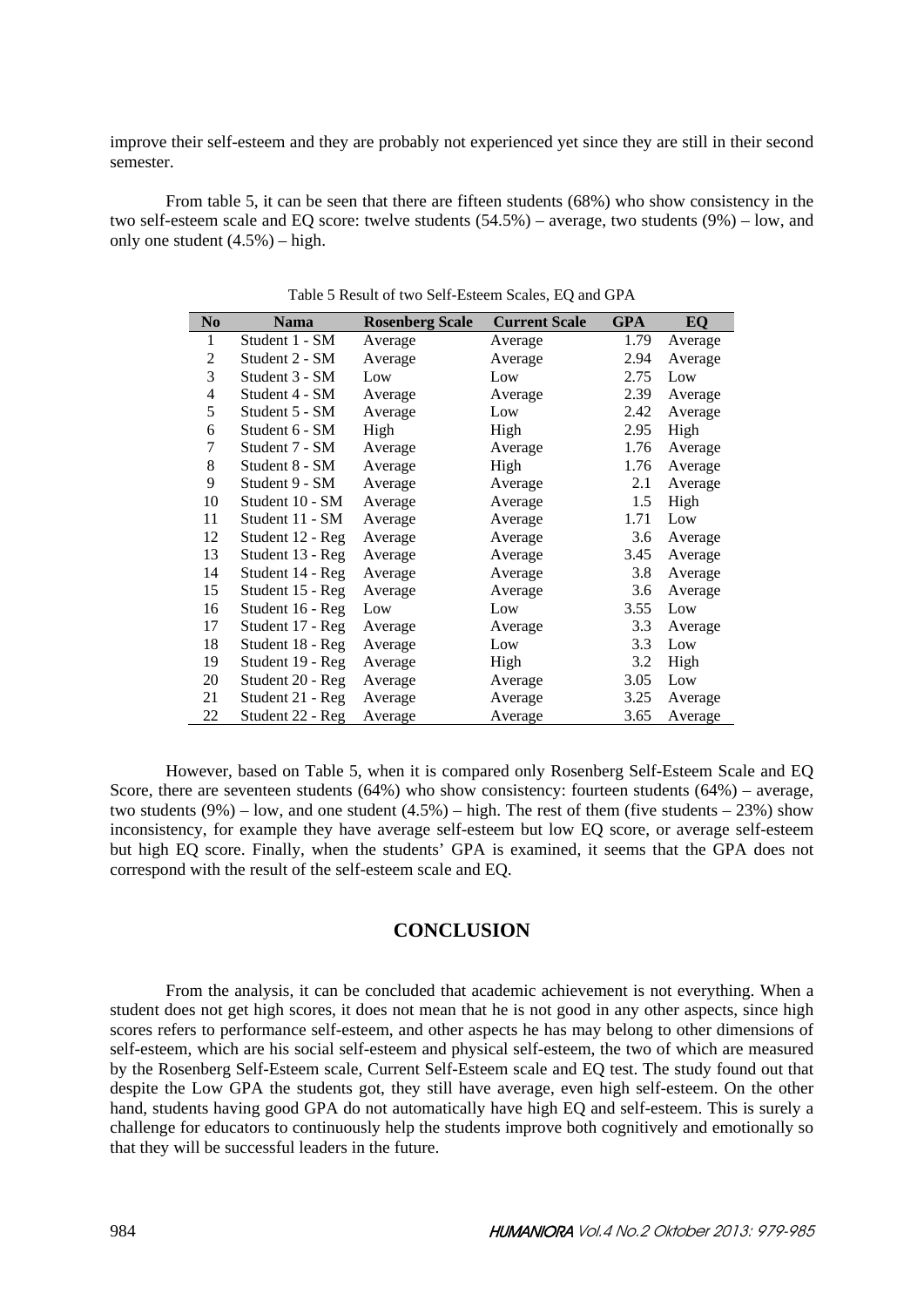improve their self-esteem and they are probably not experienced yet since they are still in their second semester.

From table 5, it can be seen that there are fifteen students (68%) who show consistency in the two self-esteem scale and EQ score: twelve students (54.5%) – average, two students (9%) – low, and only one student (4.5%) – high.

Table 5 Result of two Self-Esteem Scales, EQ and GPA

| No | Nama | Rosenberg Scale | Current Scale | GPA | EQ |
|---|---|---|---|---|---|
| 1 | Student 1 - SM | Average | Average | 1.79 | Average |
| 2 | Student 2 - SM | Average | Average | 2.94 | Average |
| 3 | Student 3 - SM | Low | Low | 2.75 | Low |
| 4 | Student 4 - SM | Average | Average | 2.39 | Average |
| 5 | Student 5 - SM | Average | Low | 2.42 | Average |
| 6 | Student 6 - SM | High | High | 2.95 | High |
| 7 | Student 7 - SM | Average | Average | 1.76 | Average |
| 8 | Student 8 - SM | Average | High | 1.76 | Average |
| 9 | Student 9 - SM | Average | Average | 2.1 | Average |
| 10 | Student 10 - SM | Average | Average | 1.5 | High |
| 11 | Student 11 - SM | Average | Average | 1.71 | Low |
| 12 | Student 12 - Reg | Average | Average | 3.6 | Average |
| 13 | Student 13 - Reg | Average | Average | 3.45 | Average |
| 14 | Student 14 - Reg | Average | Average | 3.8 | Average |
| 15 | Student 15 - Reg | Average | Average | 3.6 | Average |
| 16 | Student 16 - Reg | Low | Low | 3.55 | Low |
| 17 | Student 17 - Reg | Average | Average | 3.3 | Average |
| 18 | Student 18 - Reg | Average | Low | 3.3 | Low |
| 19 | Student 19 - Reg | Average | High | 3.2 | High |
| 20 | Student 20 - Reg | Average | Average | 3.05 | Low |
| 21 | Student 21 - Reg | Average | Average | 3.25 | Average |
| 22 | Student 22 - Reg | Average | Average | 3.65 | Average |

However, based on Table 5, when it is compared only Rosenberg Self-Esteem Scale and EQ Score, there are seventeen students (64%) who show consistency: fourteen students (64%) – average, two students (9%) – low, and one student (4.5%) – high. The rest of them (five students – 23%) show inconsistency, for example they have average self-esteem but low EQ score, or average self-esteem but high EQ score. Finally, when the students' GPA is examined, it seems that the GPA does not correspond with the result of the self-esteem scale and EQ.

## CONCLUSION

From the analysis, it can be concluded that academic achievement is not everything. When a student does not get high scores, it does not mean that he is not good in any other aspects, since high scores refers to performance self-esteem, and other aspects he has may belong to other dimensions of self-esteem, which are his social self-esteem and physical self-esteem, the two of which are measured by the Rosenberg Self-Esteem scale, Current Self-Esteem scale and EQ test. The study found out that despite the Low GPA the students got, they still have average, even high self-esteem. On the other hand, students having good GPA do not automatically have high EQ and self-esteem. This is surely a challenge for educators to continuously help the students improve both cognitively and emotionally so that they will be successful leaders in the future.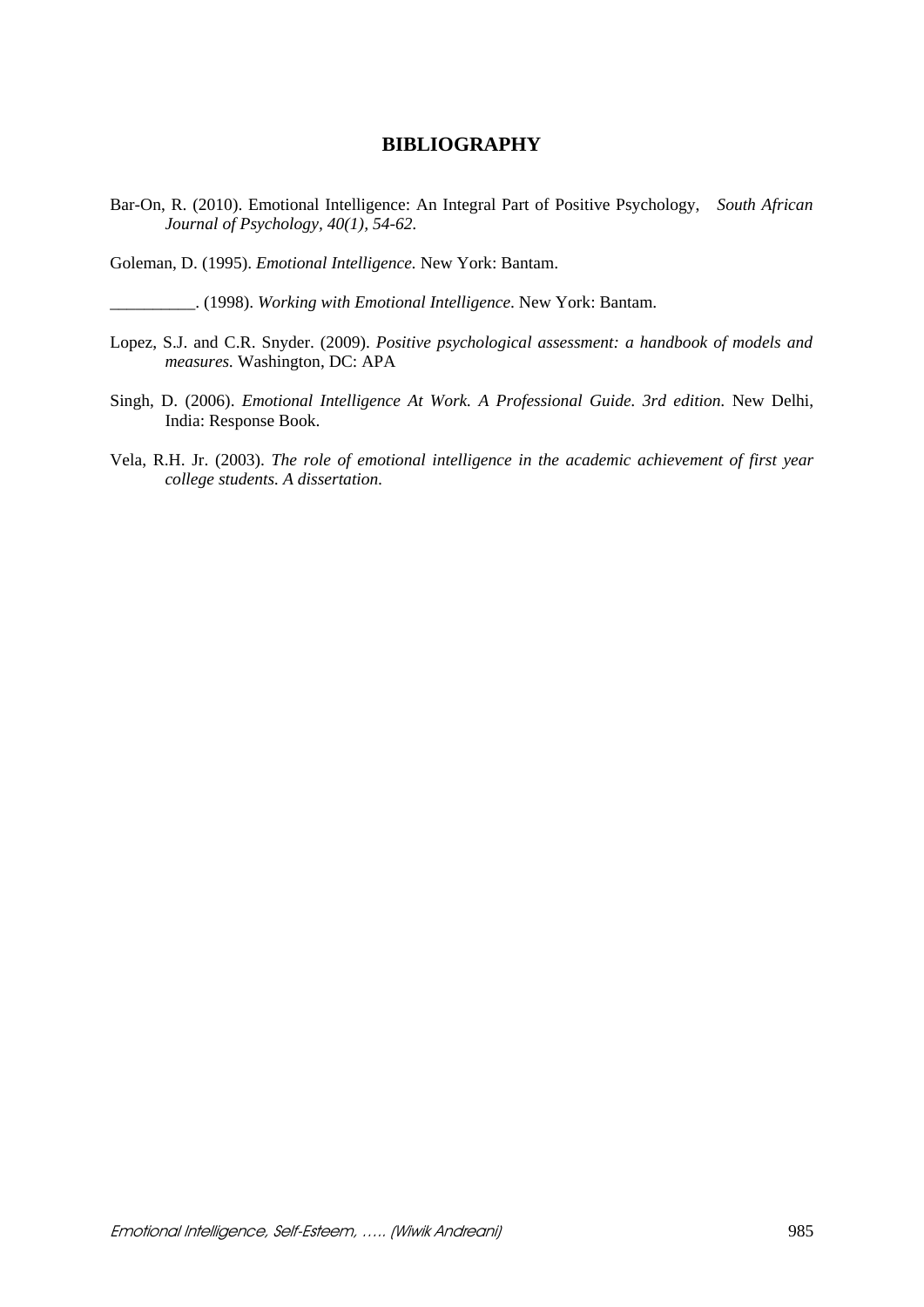## BIBLIOGRAPHY

Bar-On, R. (2010). Emotional Intelligence: An Integral Part of Positive Psychology, *South African Journal of Psychology, 40(1), 54-62*.

Goleman, D. (1995). *Emotional Intelligence.* New York: Bantam.

__________. (1998). *Working with Emotional Intelligence*. New York: Bantam.

Lopez, S.J. and C.R. Snyder. (2009). *Positive psychological assessment: a handbook of models and measures.* Washington, DC: APA

Singh, D. (2006). *Emotional Intelligence At Work. A Professional Guide. 3rd edition*. New Delhi, India: Response Book.

Vela, R.H. Jr. (2003). *The role of emotional intelligence in the academic achievement of first year college students. A dissertation.*